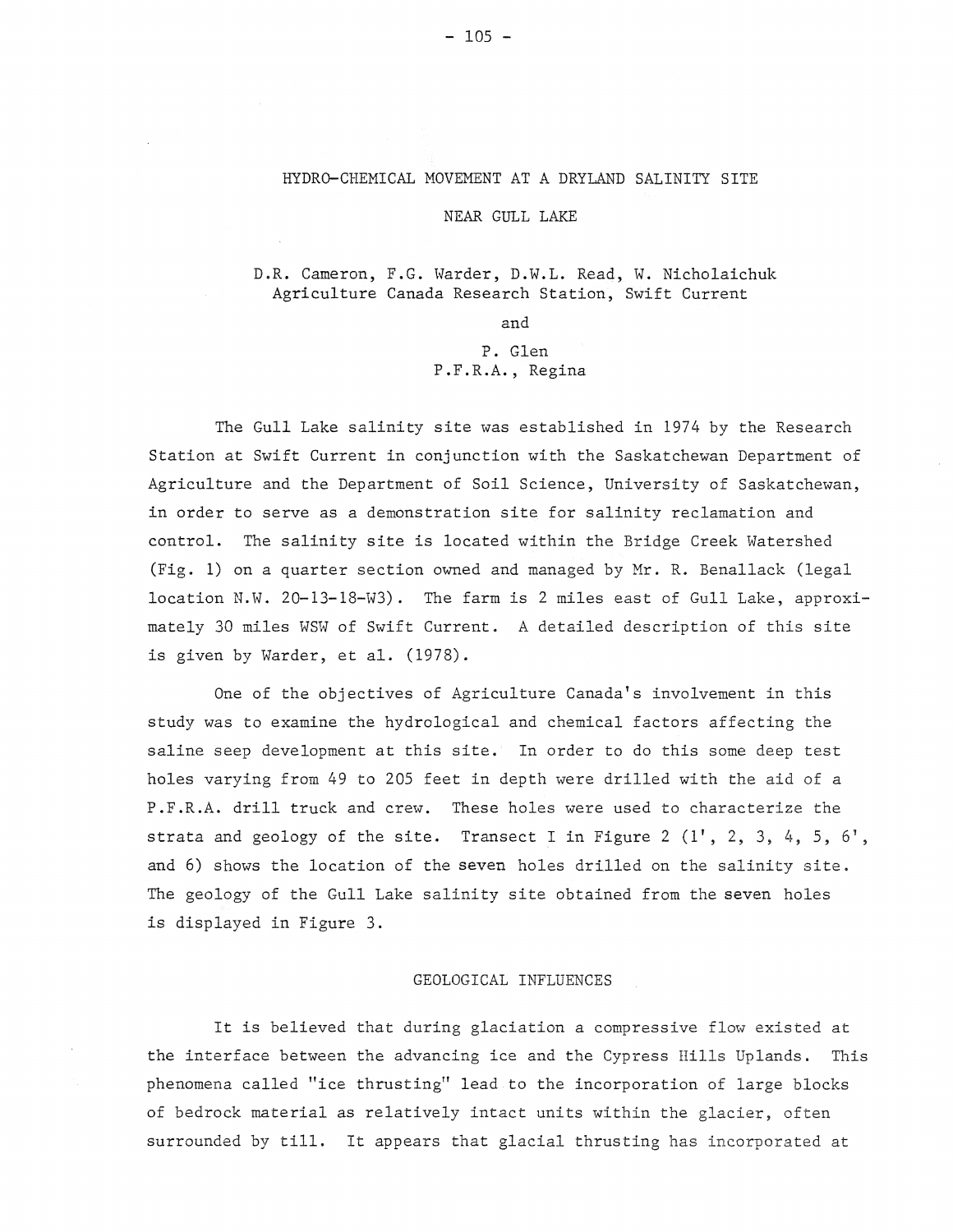# HYDRO-CHEMICAL MOVEMENT AT A DRYLAND SALINITY SITE NEAR GULL LAKE

D.R. Cameron, F.G. Warder, D.W.L. Read, W. Nicholaichuk
Agriculture Canada Research Station, Swift Current

and

P. Glen
P.F.R.A., Regina

The Gull Lake salinity site was established in 1974 by the Research Station at Swift Current in conjunction with the Saskatchewan Department of Agriculture and the Department of Soil Science, University of Saskatchewan, in order to serve as a demonstration site for salinity reclamation and control. The salinity site is located within the Bridge Creek Watershed (Fig. 1) on a quarter section owned and managed by Mr. R. Benallack (legal location N.W. 20-13-18-W3). The farm is 2 miles east of Gull Lake, approximately 30 miles WSW of Swift Current. A detailed description of this site is given by Warder, et al. (1978).

One of the objectives of Agriculture Canada's involvement in this study was to examine the hydrological and chemical factors affecting the saline seep development at this site. In order to do this some deep test holes varying from 49 to 205 feet in depth were drilled with the aid of a P.F.R.A. drill truck and crew. These holes were used to characterize the strata and geology of the site. Transect I in Figure 2 (1', 2, 3, 4, 5, 6', and 6) shows the location of the seven holes drilled on the salinity site. The geology of the Gull Lake salinity site obtained from the seven holes is displayed in Figure 3.

## GEOLOGICAL INFLUENCES

It is believed that during glaciation a compressive flow existed at the interface between the advancing ice and the Cypress Hills Uplands. This phenomena called "ice thrusting" lead to the incorporation of large blocks of bedrock material as relatively intact units within the glacier, often surrounded by till. It appears that glacial thrusting has incorporated at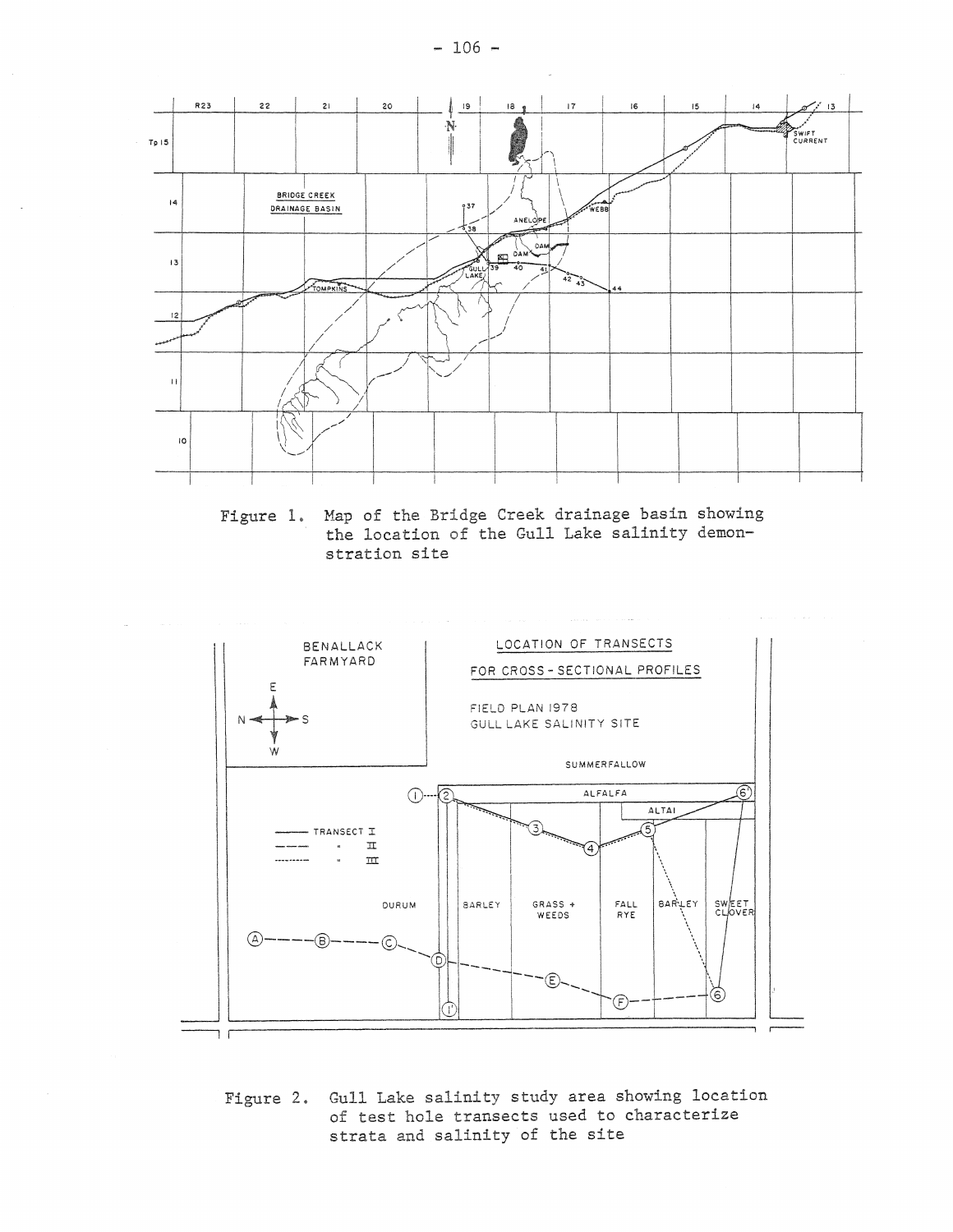Figure 1. Map of the Bridge Creek drainage basin showing the location of the Gull Lake salinity demonstration site

Figure 2. Gull Lake salinity study area showing location of test hole transects used to characterize strata and salinity of the site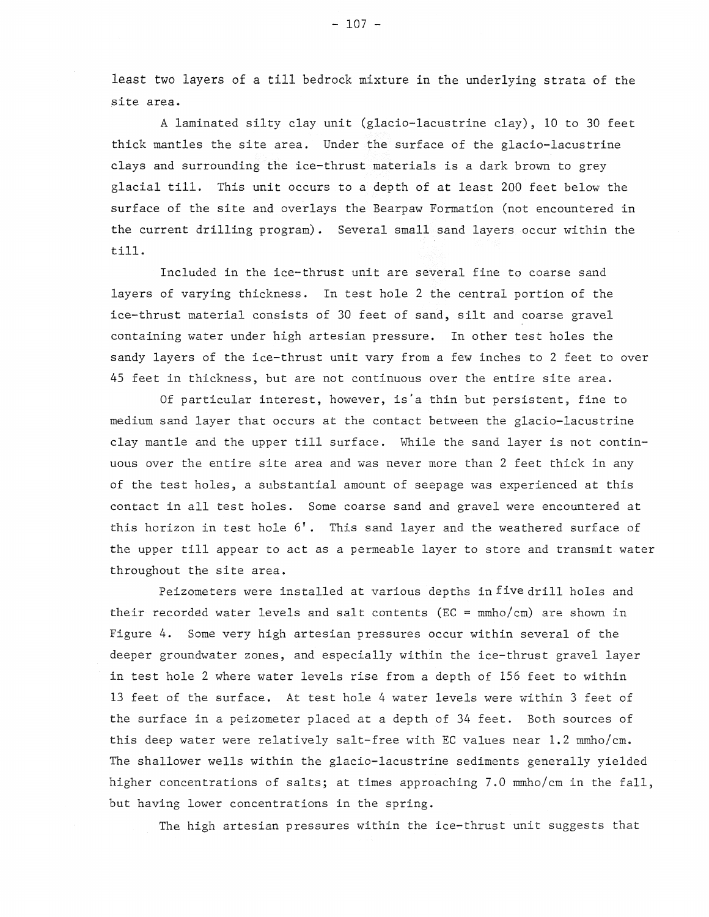least two layers of a till bedrock mixture in the underlying strata of the site area.

A laminated silty clay unit (glacio-lacustrine clay), 10 to 30 feet thick mantles the site area. Under the surface of the glacio-lacustrine clays and surrounding the ice-thrust materials is a dark brown to grey glacial till. This unit occurs to a depth of at least 200 feet below the surface of the site and overlays the Bearpaw Formation (not encountered in the current drilling program). Several small sand layers occur within the till.

Included in the ice-thrust unit are several fine to coarse sand layers of varying thickness. In test hole 2 the central portion of the ice-thrust material consists of 30 feet of sand, silt and coarse gravel containing water under high artesian pressure. In other test holes the sandy layers of the ice-thrust unit vary from a few inches to 2 feet to over 45 feet in thickness, but are not continuous over the entire site area.

Of particular interest, however, is a thin but persistent, fine to medium sand layer that occurs at the contact between the glacio-lacustrine clay mantle and the upper till surface. While the sand layer is not continuous over the entire site area and was never more than 2 feet thick in any of the test holes, a substantial amount of seepage was experienced at this contact in all test holes. Some coarse sand and gravel were encountered at this horizon in test hole 6'. This sand layer and the weathered surface of the upper till appear to act as a permeable layer to store and transmit water throughout the site area.

Peizometers were installed at various depths in five drill holes and their recorded water levels and salt contents (EC = mmho/cm) are shown in Figure 4. Some very high artesian pressures occur within several of the deeper groundwater zones, and especially within the ice-thrust gravel layer in test hole 2 where water levels rise from a depth of 156 feet to within 13 feet of the surface. At test hole 4 water levels were within 3 feet of the surface in a peizometer placed at a depth of 34 feet. Both sources of this deep water were relatively salt-free with EC values near 1.2 mmho/cm. The shallower wells within the glacio-lacustrine sediments generally yielded higher concentrations of salts; at times approaching 7.0 mmho/cm in the fall, but having lower concentrations in the spring.

The high artesian pressures within the ice-thrust unit suggests that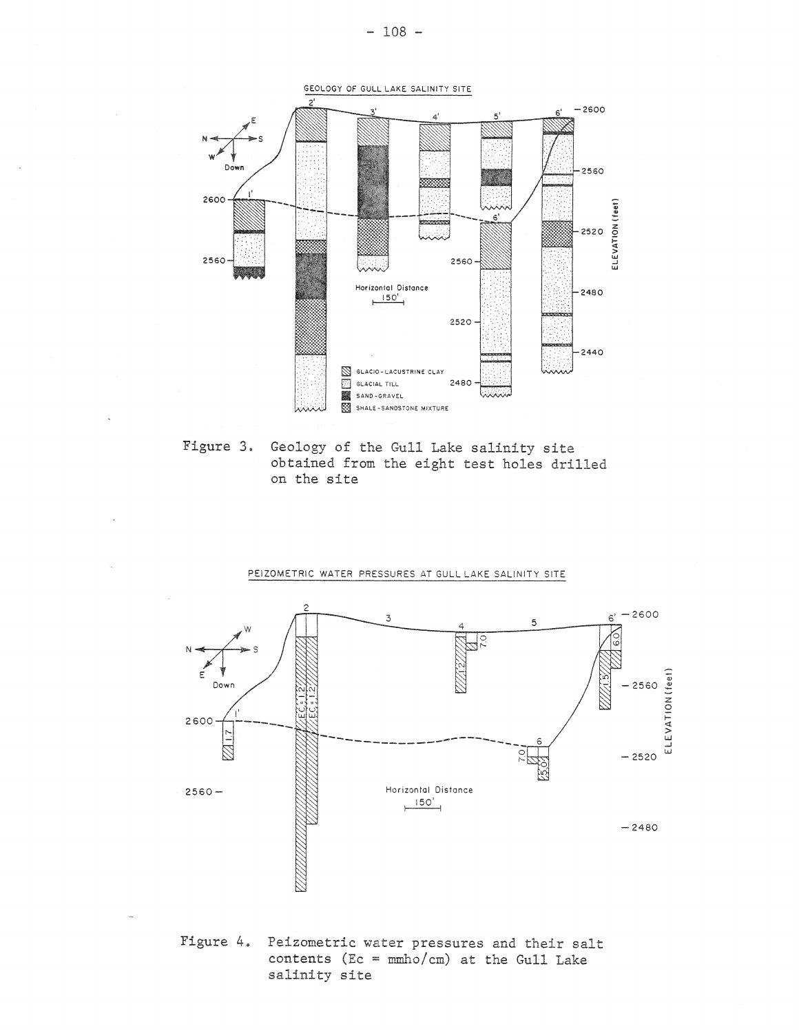Figure 3. Geology of the Gull Lake salinity site obtained from the eight test holes drilled on the site

Figure 4. Peizometric water pressures and their salt contents (Ec = mmho/cm) at the Gull Lake salinity site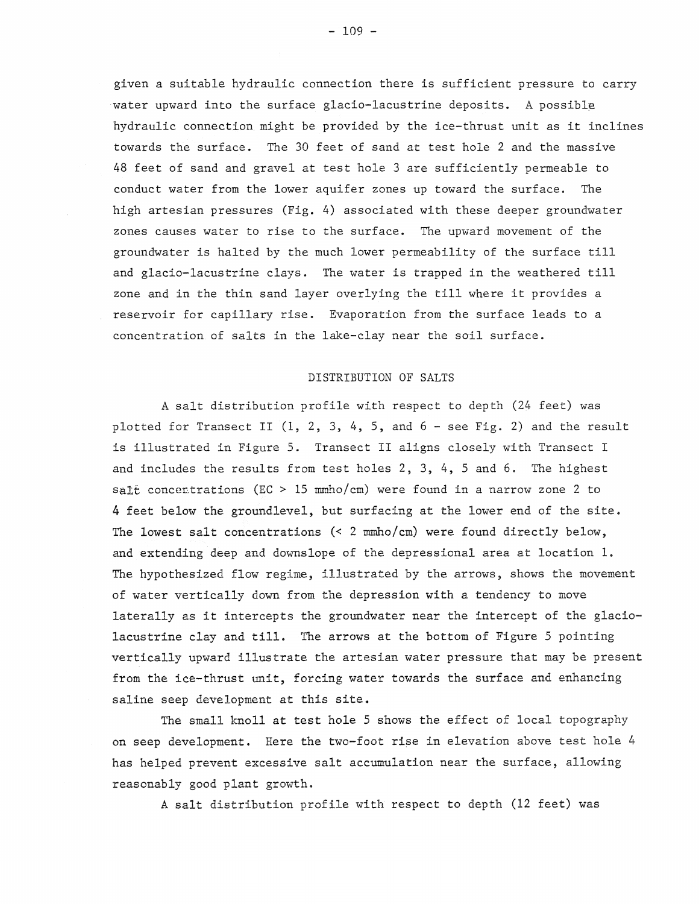given a suitable hydraulic connection there is sufficient pressure to carry water upward into the surface glacio-lacustrine deposits. A possible hydraulic connection might be provided by the ice-thrust unit as it inclines towards the surface. The 30 feet of sand at test hole 2 and the massive 48 feet of sand and gravel at test hole 3 are sufficiently permeable to conduct water from the lower aquifer zones up toward the surface. The high artesian pressures (Fig. 4) associated with these deeper groundwater zones causes water to rise to the surface. The upward movement of the groundwater is halted by the much lower permeability of the surface till and glacio-lacustrine clays. The water is trapped in the weathered till zone and in the thin sand layer overlying the till where it provides a reservoir for capillary rise. Evaporation from the surface leads to a concentration of salts in the lake-clay near the soil surface.

## DISTRIBUTION OF SALTS

A salt distribution profile with respect to depth (24 feet) was plotted for Transect II (1, 2, 3, 4, 5, and 6 - see Fig. 2) and the result is illustrated in Figure 5. Transect II aligns closely with Transect I and includes the results from test holes 2, 3, 4, 5 and 6. The highest salt concentrations (EC > 15 mmho/cm) were found in a narrow zone 2 to 4 feet below the groundlevel, but surfacing at the lower end of the site. The lowest salt concentrations (< 2 mmho/cm) were found directly below, and extending deep and downslope of the depressional area at location 1. The hypothesized flow regime, illustrated by the arrows, shows the movement of water vertically down from the depression with a tendency to move laterally as it intercepts the groundwater near the intercept of the glacio-lacustrine clay and till. The arrows at the bottom of Figure 5 pointing vertically upward illustrate the artesian water pressure that may be present from the ice-thrust unit, forcing water towards the surface and enhancing saline seep development at this site.

The small knoll at test hole 5 shows the effect of local topography on seep development. Here the two-foot rise in elevation above test hole 4 has helped prevent excessive salt accumulation near the surface, allowing reasonably good plant growth.

A salt distribution profile with respect to depth (12 feet) was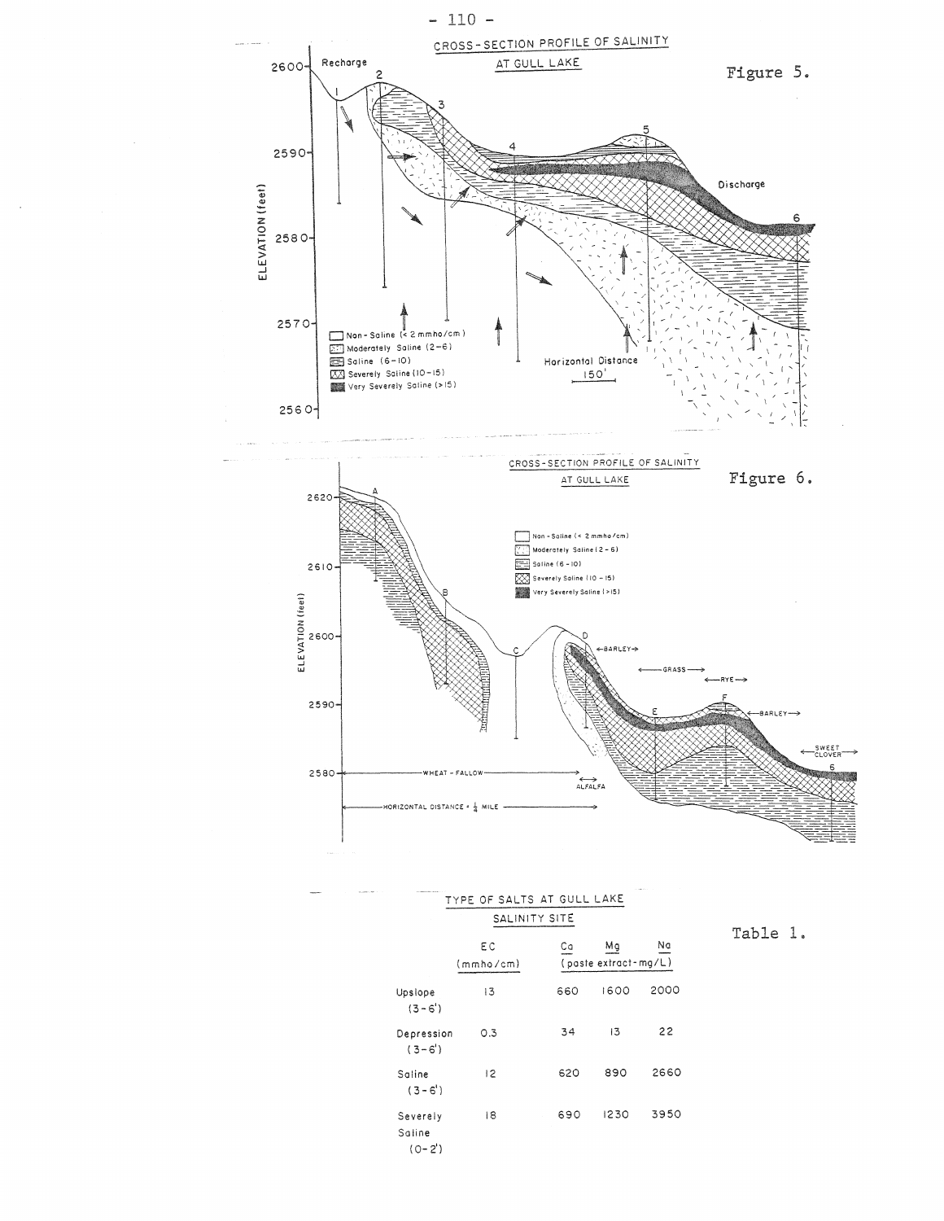CROSS-SECTION PROFILE OF SALINITY AT GULL LAKE

Figure 5.

CROSS-SECTION PROFILE OF SALINITY AT GULL LAKE

Figure 6.

TYPE OF SALTS AT GULL LAKE SALINITY SITE

Table 1.

| | EC (mmho/cm) | Ca | Mg | Na |
|---|---|---|---|---|
| | | (paste extract-mg/L) | | |
| Upslope (3-6') | 13 | 660 | 1600 | 2000 |
| Depression (3-6') | 0.3 | 34 | 13 | 22 |
| Saline (3-6') | 12 | 620 | 890 | 2660 |
| Severely Saline (0-2') | 18 | 690 | 1230 | 3950 |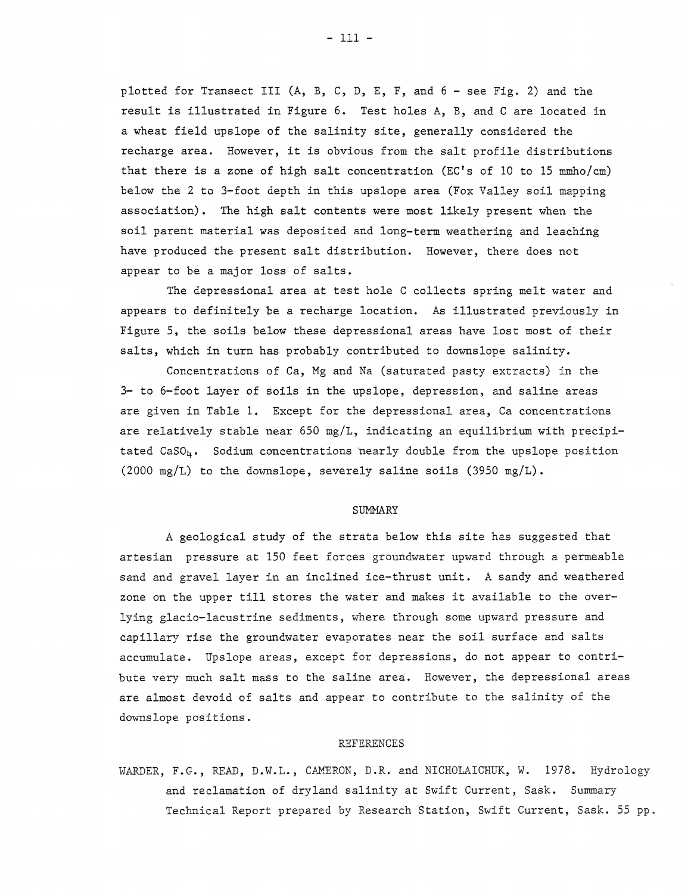plotted for Transect III (A, B, C, D, E, F, and 6 - see Fig. 2) and the result is illustrated in Figure 6. Test holes A, B, and C are located in a wheat field upslope of the salinity site, generally considered the recharge area. However, it is obvious from the salt profile distributions that there is a zone of high salt concentration (EC's of 10 to 15 mmho/cm) below the 2 to 3-foot depth in this upslope area (Fox Valley soil mapping association). The high salt contents were most likely present when the soil parent material was deposited and long-term weathering and leaching have produced the present salt distribution. However, there does not appear to be a major loss of salts.

The depressional area at test hole C collects spring melt water and appears to definitely be a recharge location. As illustrated previously in Figure 5, the soils below these depressional areas have lost most of their salts, which in turn has probably contributed to downslope salinity.

Concentrations of Ca, Mg and Na (saturated pasty extracts) in the 3- to 6-foot layer of soils in the upslope, depression, and saline areas are given in Table 1. Except for the depressional area, Ca concentrations are relatively stable near 650 mg/L, indicating an equilibrium with precipitated $CaSO_4$. Sodium concentrations nearly double from the upslope position (2000 mg/L) to the downslope, severely saline soils (3950 mg/L).

## SUMMARY

A geological study of the strata below this site has suggested that artesian pressure at 150 feet forces groundwater upward through a permeable sand and gravel layer in an inclined ice-thrust unit. A sandy and weathered zone on the upper till stores the water and makes it available to the overlying glacio-lacustrine sediments, where through some upward pressure and capillary rise the groundwater evaporates near the soil surface and salts accumulate. Upslope areas, except for depressions, do not appear to contribute very much salt mass to the saline area. However, the depressional areas are almost devoid of salts and appear to contribute to the salinity of the downslope positions.

## REFERENCES

WARDER, F.G., READ, D.W.L., CAMERON, D.R. and NICHOLAICHUK, W. 1978. Hydrology and reclamation of dryland salinity at Swift Current, Sask. Summary Technical Report prepared by Research Station, Swift Current, Sask. 55 pp.